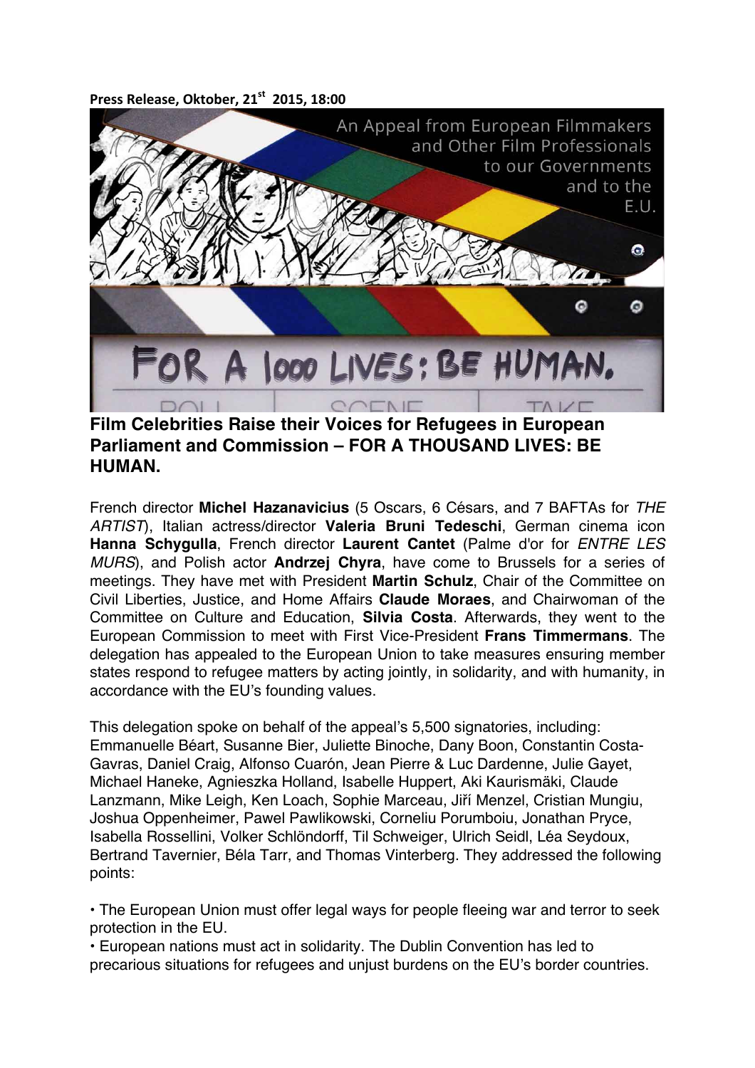**Press Release, Oktober, 21st 2015, 18:00**

An Appeal from European Filmmakers and Other Film Professionals to our Governments and to the E.U.

FOR A 1000 LIVES: BE HUMAN.

## Film Celebrities Raise their Voices for Refugees in European Parliament and Commission – FOR A THOUSAND LIVES: BE HUMAN.

French director **Michel Hazanavicius** (5 Oscars, 6 Césars, and 7 BAFTAs for *THE ARTIST*), Italian actress/director **Valeria Bruni Tedeschi**, German cinema icon **Hanna Schygulla**, French director **Laurent Cantet** (Palme d'or for *ENTRE LES MURS*), and Polish actor **Andrzej Chyra**, have come to Brussels for a series of meetings. They have met with President **Martin Schulz**, Chair of the Committee on Civil Liberties, Justice, and Home Affairs **Claude Moraes**, and Chairwoman of the Committee on Culture and Education, **Silvia Costa**. Afterwards, they went to the European Commission to meet with First Vice-President **Frans Timmermans**. The delegation has appealed to the European Union to take measures ensuring member states respond to refugee matters by acting jointly, in solidarity, and with humanity, in accordance with the EU's founding values.

This delegation spoke on behalf of the appeal's 5,500 signatories, including: Emmanuelle Béart, Susanne Bier, Juliette Binoche, Dany Boon, Constantin Costa-Gavras, Daniel Craig, Alfonso Cuarón, Jean Pierre & Luc Dardenne, Julie Gayet, Michael Haneke, Agnieszka Holland, Isabelle Huppert, Aki Kaurismäki, Claude Lanzmann, Mike Leigh, Ken Loach, Sophie Marceau, Jiří Menzel, Cristian Mungiu, Joshua Oppenheimer, Pawel Pawlikowski, Corneliu Porumboiu, Jonathan Pryce, Isabella Rossellini, Volker Schlöndorff, Til Schweiger, Ulrich Seidl, Léa Seydoux, Bertrand Tavernier, Béla Tarr, and Thomas Vinterberg. They addressed the following points:

• The European Union must offer legal ways for people fleeing war and terror to seek protection in the EU.

• European nations must act in solidarity. The Dublin Convention has led to precarious situations for refugees and unjust burdens on the EU's border countries.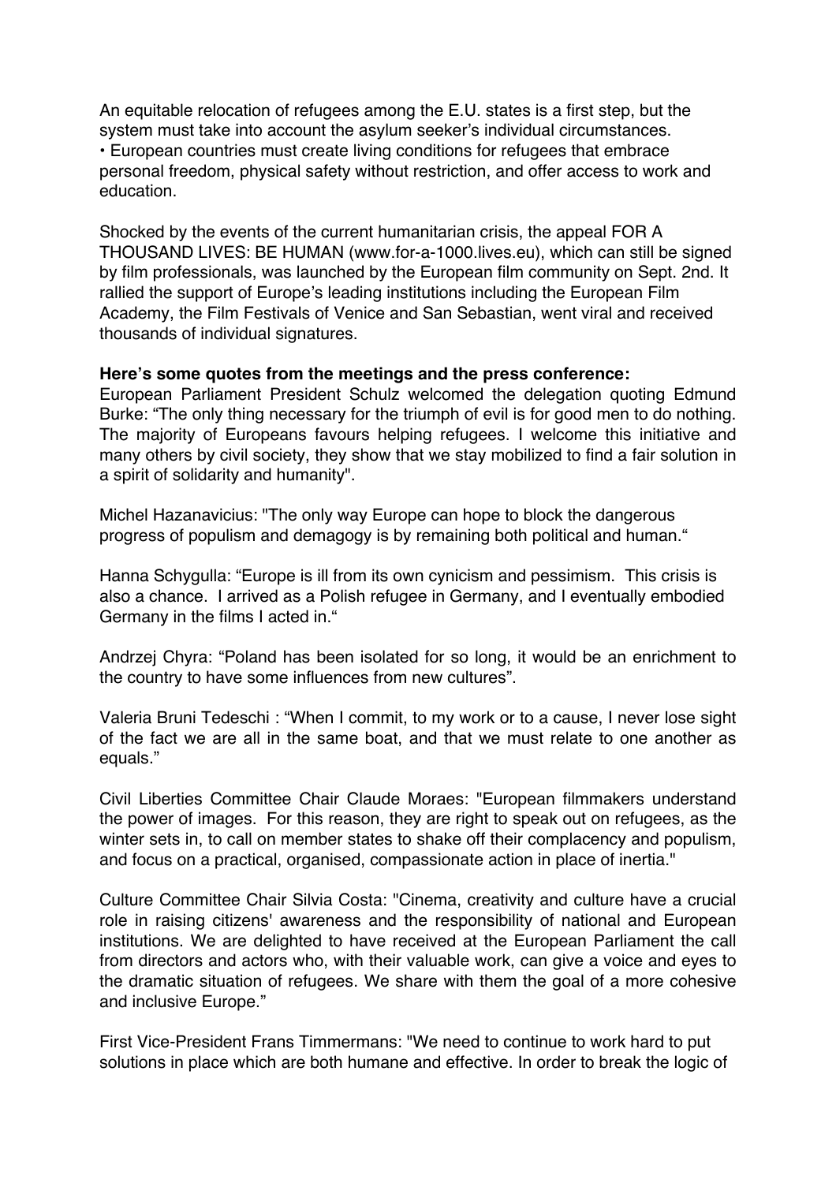An equitable relocation of refugees among the E.U. states is a first step, but the system must take into account the asylum seeker's individual circumstances.

• European countries must create living conditions for refugees that embrace personal freedom, physical safety without restriction, and offer access to work and education.

Shocked by the events of the current humanitarian crisis, the appeal FOR A THOUSAND LIVES: BE HUMAN (www.for-a-1000.lives.eu), which can still be signed by film professionals, was launched by the European film community on Sept. 2nd. It rallied the support of Europe's leading institutions including the European Film Academy, the Film Festivals of Venice and San Sebastian, went viral and received thousands of individual signatures.

**Here's some quotes from the meetings and the press conference:**

European Parliament President Schulz welcomed the delegation quoting Edmund Burke: "The only thing necessary for the triumph of evil is for good men to do nothing. The majority of Europeans favours helping refugees. I welcome this initiative and many others by civil society, they show that we stay mobilized to find a fair solution in a spirit of solidarity and humanity".

Michel Hazanavicius: "The only way Europe can hope to block the dangerous progress of populism and demagogy is by remaining both political and human."

Hanna Schygulla: "Europe is ill from its own cynicism and pessimism. This crisis is also a chance. I arrived as a Polish refugee in Germany, and I eventually embodied Germany in the films I acted in."

Andrzej Chyra: "Poland has been isolated for so long, it would be an enrichment to the country to have some influences from new cultures".

Valeria Bruni Tedeschi : "When I commit, to my work or to a cause, I never lose sight of the fact we are all in the same boat, and that we must relate to one another as equals."

Civil Liberties Committee Chair Claude Moraes: "European filmmakers understand the power of images. For this reason, they are right to speak out on refugees, as the winter sets in, to call on member states to shake off their complacency and populism, and focus on a practical, organised, compassionate action in place of inertia."

Culture Committee Chair Silvia Costa: "Cinema, creativity and culture have a crucial role in raising citizens' awareness and the responsibility of national and European institutions. We are delighted to have received at the European Parliament the call from directors and actors who, with their valuable work, can give a voice and eyes to the dramatic situation of refugees. We share with them the goal of a more cohesive and inclusive Europe."

First Vice-President Frans Timmermans: "We need to continue to work hard to put solutions in place which are both humane and effective. In order to break the logic of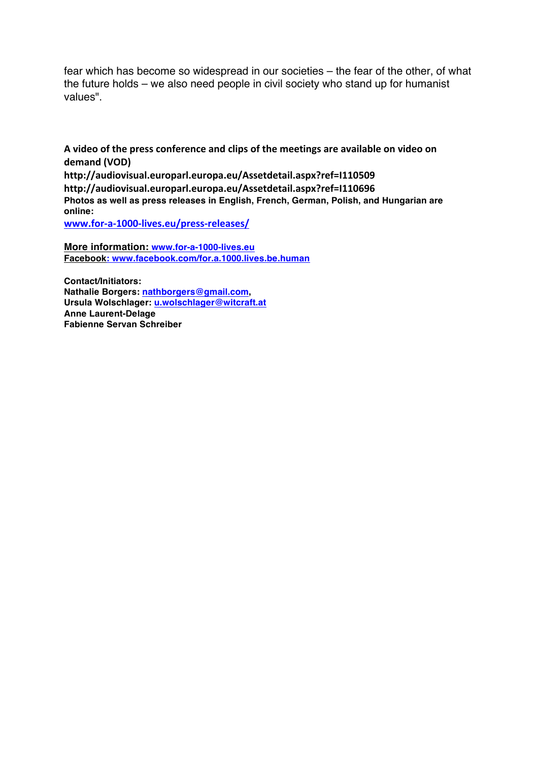fear which has become so widespread in our societies – the fear of the other, of what the future holds – we also need people in civil society who stand up for humanist values".

**A video of the press conference and clips of the meetings are available on video on demand (VOD)**
**http://audiovisual.europarl.europa.eu/Assetdetail.aspx?ref=I110509**
**http://audiovisual.europarl.europa.eu/Assetdetail.aspx?ref=I110696**
**Photos as well as press releases in English, French, German, Polish, and Hungarian are online:**
**www.for-a-1000-lives.eu/press-releases/**

**More information: www.for-a-1000-lives.eu**
**Facebook: www.facebook.com/for.a.1000.lives.be.human**

**Contact/Initiators:**
**Nathalie Borgers: nathborgers@gmail.com,**
**Ursula Wolschlager: u.wolschlager@witcraft.at**
**Anne Laurent-Delage**
**Fabienne Servan Schreiber**